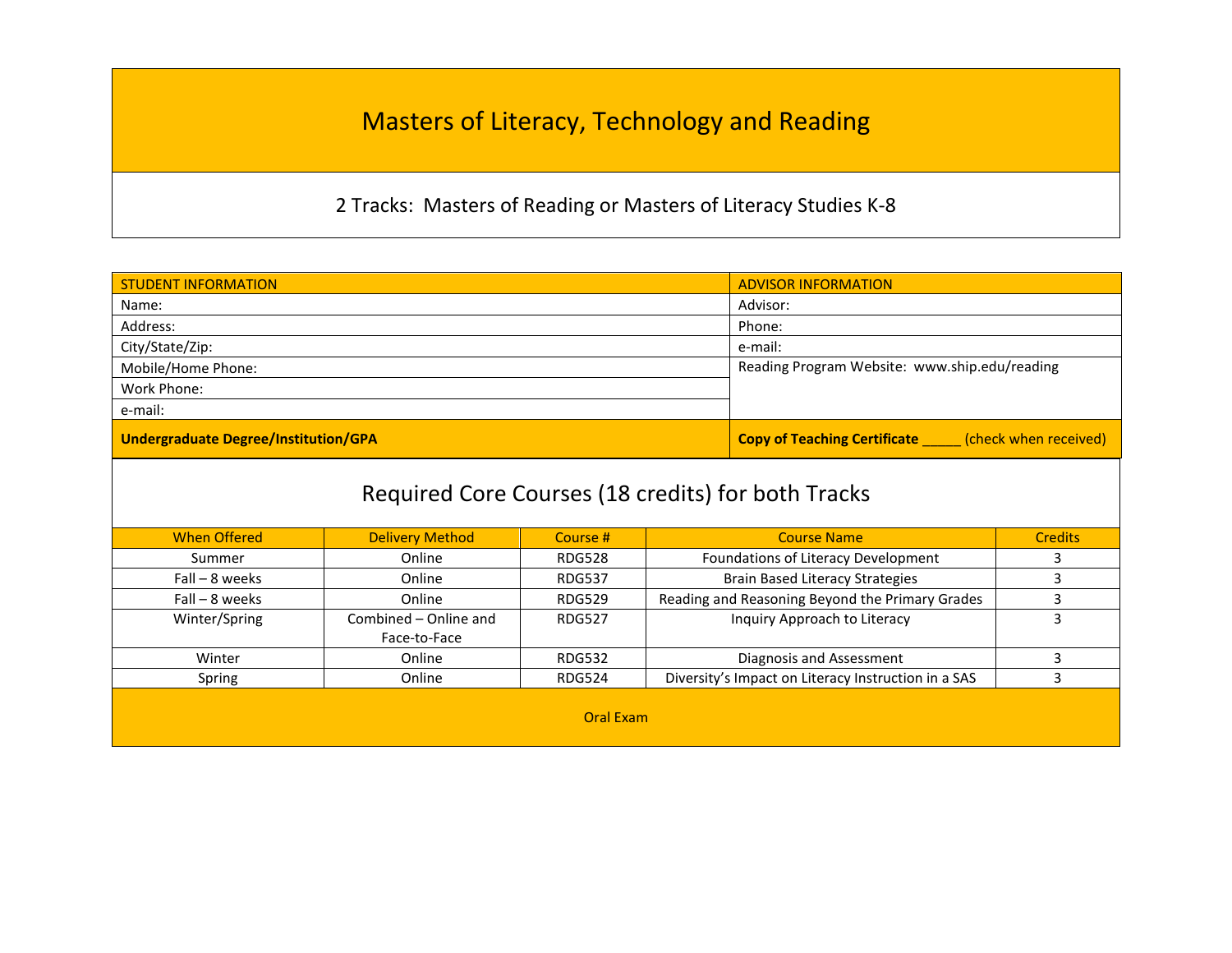# Masters of Literacy, Technology and Reading

## 2 Tracks: Masters of Reading or Masters of Literacy Studies K-8

| STUDENT INFORMATION | ADVISOR INFORMATION |
|---|---|
| Name: | Advisor: |
| Address: | Phone: |
| City/State/Zip: | e-mail: |
| Mobile/Home Phone: | Reading Program Website: www.ship.edu/reading |
| Work Phone: | |
| e-mail: | |
| **Undergraduate Degree/Institution/GPA** | **Copy of Teaching Certificate** _____ (check when received) |

## Required Core Courses (18 credits) for both Tracks

| When Offered | Delivery Method | Course # | Course Name | Credits |
|---|---|---|---|---|
| Summer | Online | RDG528 | Foundations of Literacy Development | 3 |
| Fall – 8 weeks | Online | RDG537 | Brain Based Literacy Strategies | 3 |
| Fall – 8 weeks | Online | RDG529 | Reading and Reasoning Beyond the Primary Grades | 3 |
| Winter/Spring | Combined – Online and Face-to-Face | RDG527 | Inquiry Approach to Literacy | 3 |
| Winter | Online | RDG532 | Diagnosis and Assessment | 3 |
| Spring | Online | RDG524 | Diversity's Impact on Literacy Instruction in a SAS | 3 |

Oral Exam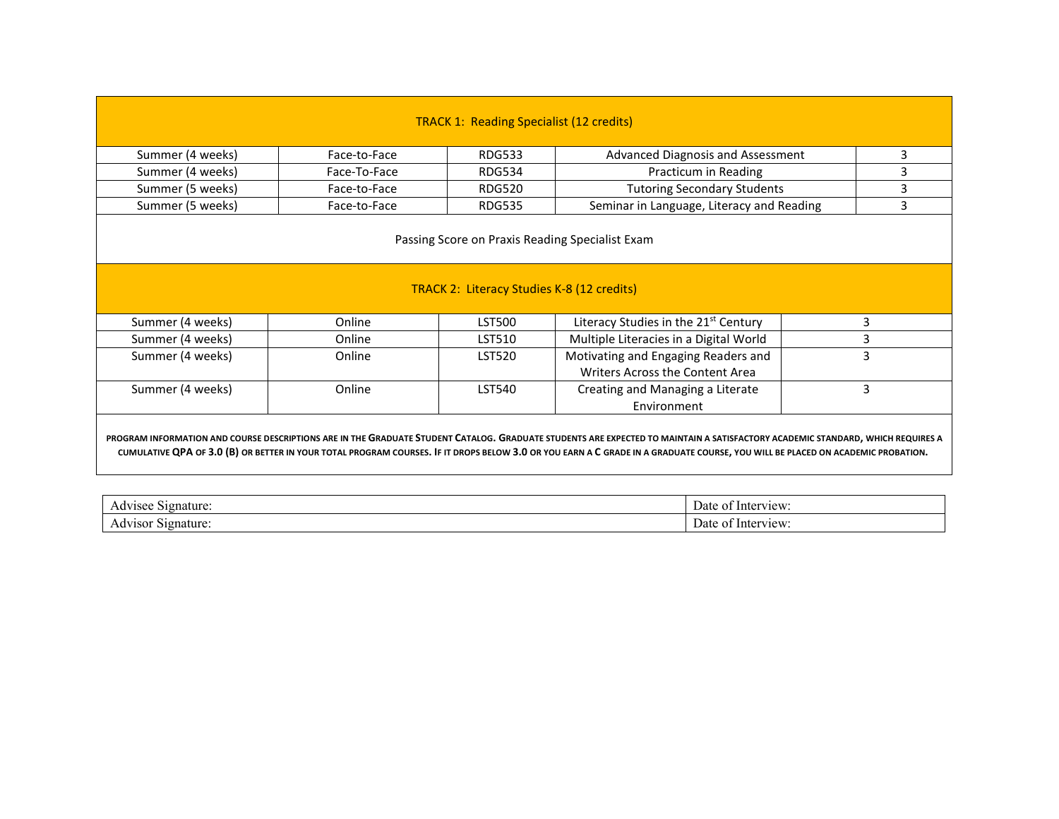| | | | | |
|---|---|---|---|---|
| TRACK 1: Reading Specialist (12 credits) | | | | |
| Summer (4 weeks) | Face-to-Face | RDG533 | Advanced Diagnosis and Assessment | 3 |
| Summer (4 weeks) | Face-To-Face | RDG534 | Practicum in Reading | 3 |
| Summer (5 weeks) | Face-to-Face | RDG520 | Tutoring Secondary Students | 3 |
| Summer (5 weeks) | Face-to-Face | RDG535 | Seminar in Language, Literacy and Reading | 3 |
| Passing Score on Praxis Reading Specialist Exam | | | | |
| TRACK 2: Literacy Studies K-8 (12 credits) | | | | |
| Summer (4 weeks) | Online | LST500 | Literacy Studies in the 21st Century | 3 |
| Summer (4 weeks) | Online | LST510 | Multiple Literacies in a Digital World | 3 |
| Summer (4 weeks) | Online | LST520 | Motivating and Engaging Readers and Writers Across the Content Area | 3 |
| Summer (4 weeks) | Online | LST540 | Creating and Managing a Literate Environment | 3 |

**PROGRAM INFORMATION AND COURSE DESCRIPTIONS ARE IN THE GRADUATE STUDENT CATALOG. GRADUATE STUDENTS ARE EXPECTED TO MAINTAIN A SATISFACTORY ACADEMIC STANDARD, WHICH REQUIRES A CUMULATIVE QPA OF 3.0 (B) OR BETTER IN YOUR TOTAL PROGRAM COURSES. IF IT DROPS BELOW 3.0 OR YOU EARN A C GRADE IN A GRADUATE COURSE, YOU WILL BE PLACED ON ACADEMIC PROBATION.**

| | |
|---|---|
| Advisee Signature: | Date of Interview: |
| Advisor Signature: | Date of Interview: |